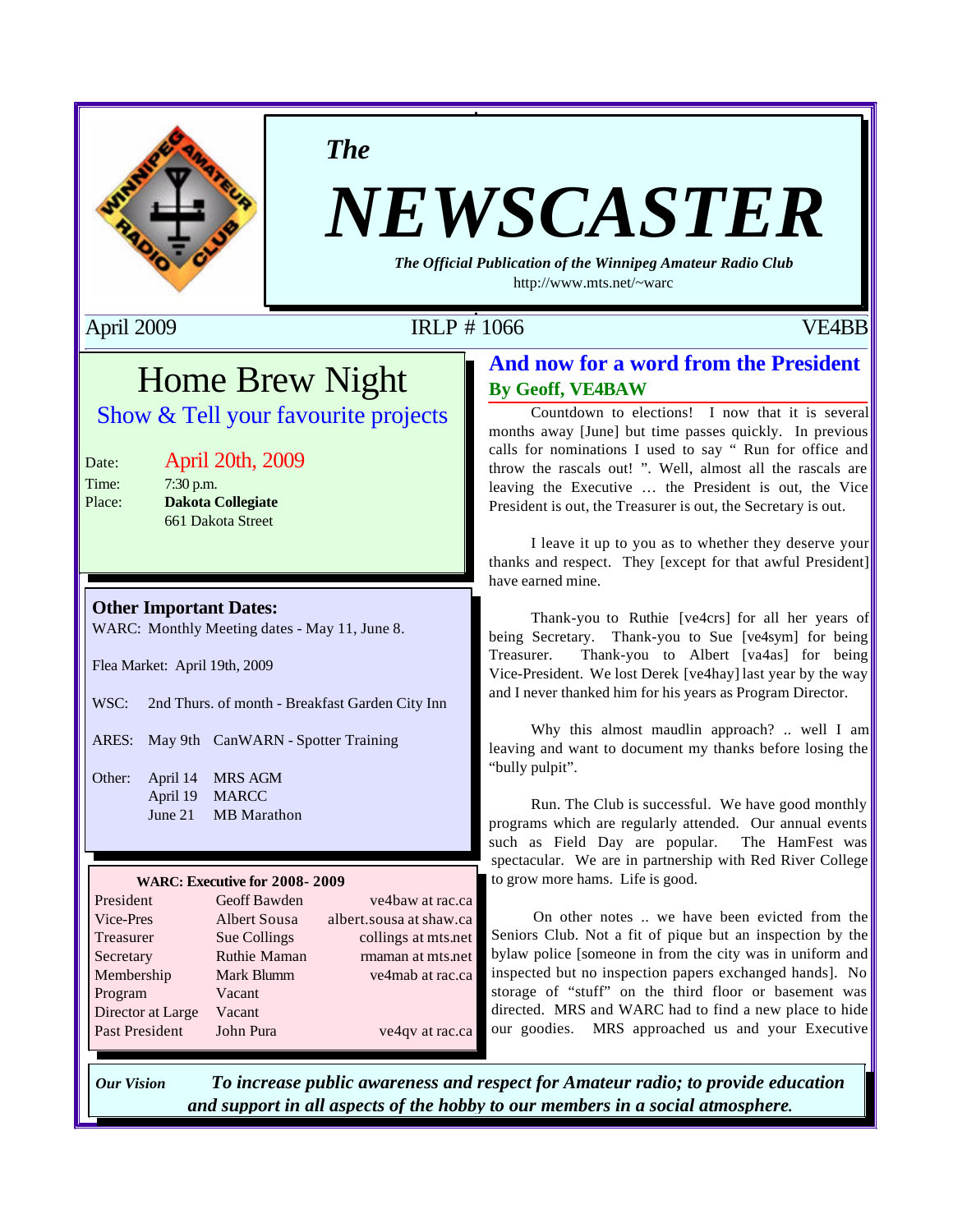*The*

# NEWSCASTER

***The Official Publication of the Winnipeg Amateur Radio Club***

http://www.mts.net/~warc

April 2009 IRLP # 1066 VE4BB

## Home Brew Night

### Show & Tell your favourite projects

Date: April 20th, 2009
Time: 7:30 p.m.
Place: **Dakota Collegiate**
661 Dakota Street

### Other Important Dates:

WARC: Monthly Meeting dates - May 11, June 8.

Flea Market: April 19th, 2009

WSC: 2nd Thurs. of month - Breakfast Garden City Inn

ARES: May 9th CanWARN - Spotter Training

Other: April 14 MRS AGM
April 19 MARCC
June 21 MB Marathon

**WARC: Executive for 2008- 2009**

| Position | Name | Contact |
|---|---|---|
| President | Geoff Bawden | ve4baw at rac.ca |
| Vice-Pres | Albert Sousa | albert.sousa at shaw.ca |
| Treasurer | Sue Collings | collings at mts.net |
| Secretary | Ruthie Maman | rmaman at mts.net |
| Membership | Mark Blumm | ve4mab at rac.ca |
| Program | Vacant | |
| Director at Large | Vacant | |
| Past President | John Pura | ve4qv at rac.ca |

## And now for a word from the President

### By Geoff, VE4BAW

Countdown to elections! I now that it is several months away [June] but time passes quickly. In previous calls for nominations I used to say " Run for office and throw the rascals out! ". Well, almost all the rascals are leaving the Executive … the President is out, the Vice President is out, the Treasurer is out, the Secretary is out.

I leave it up to you as to whether they deserve your thanks and respect. They [except for that awful President] have earned mine.

Thank-you to Ruthie [ve4crs] for all her years of being Secretary. Thank-you to Sue [ve4sym] for being Treasurer. Thank-you to Albert [va4as] for being Vice-President. We lost Derek [ve4hay] last year by the way and I never thanked him for his years as Program Director.

Why this almost maudlin approach? .. well I am leaving and want to document my thanks before losing the "bully pulpit".

Run. The Club is successful. We have good monthly programs which are regularly attended. Our annual events such as Field Day are popular. The HamFest was spectacular. We are in partnership with Red River College to grow more hams. Life is good.

On other notes .. we have been evicted from the Seniors Club. Not a fit of pique but an inspection by the bylaw police [someone in from the city was in uniform and inspected but no inspection papers exchanged hands]. No storage of "stuff" on the third floor or basement was directed. MRS and WARC had to find a new place to hide our goodies. MRS approached us and your Executive

***Our Vision*** ***To increase public awareness and respect for Amateur radio; to provide education and support in all aspects of the hobby to our members in a social atmosphere.***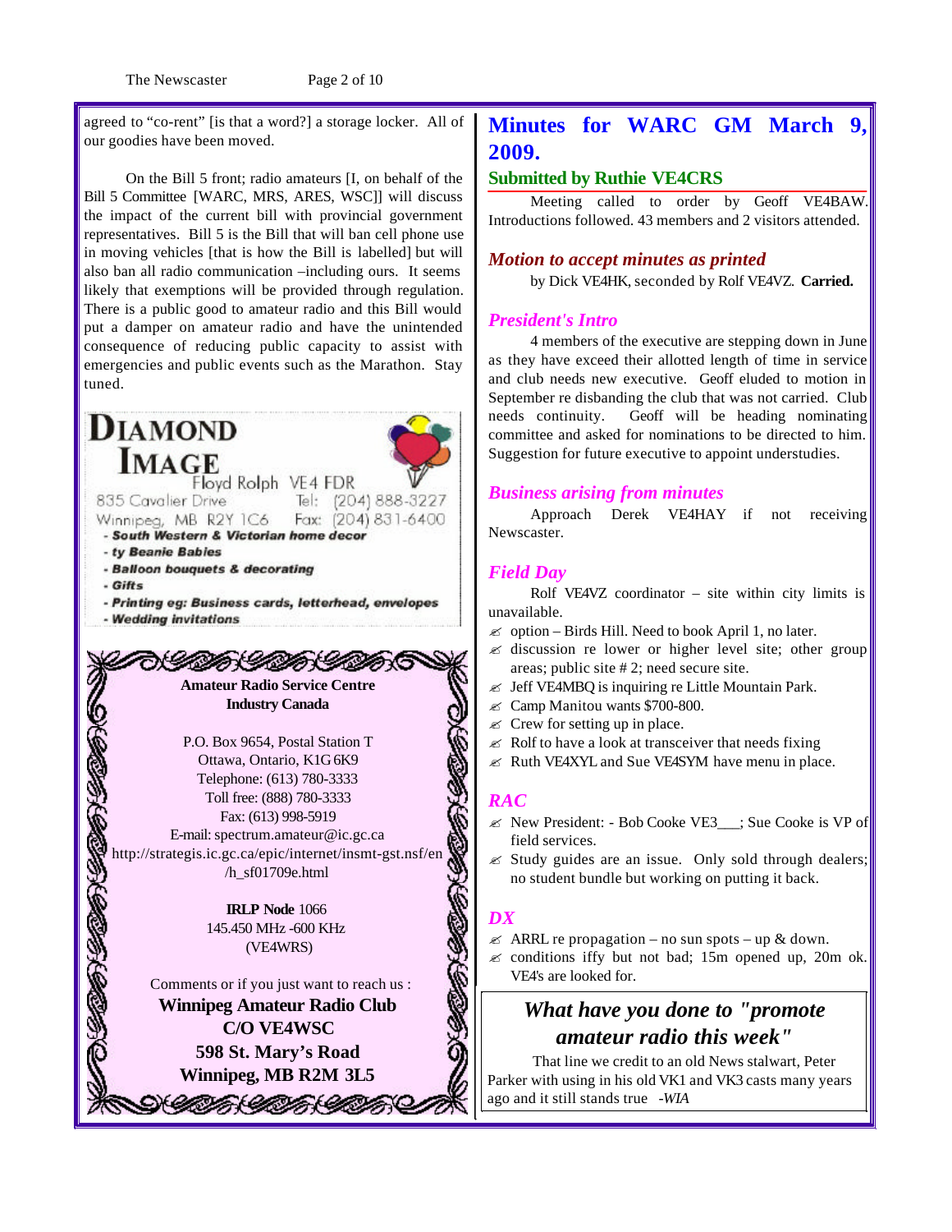agreed to "co-rent" [is that a word?] a storage locker. All of our goodies have been moved.

On the Bill 5 front; radio amateurs [I, on behalf of the Bill 5 Committee [WARC, MRS, ARES, WSC]] will discuss the impact of the current bill with provincial government representatives. Bill 5 is the Bill that will ban cell phone use in moving vehicles [that is how the Bill is labelled] but will also ban all radio communication –including ours. It seems likely that exemptions will be provided through regulation. There is a public good to amateur radio and this Bill would put a damper on amateur radio and have the unintended consequence of reducing public capacity to assist with emergencies and public events such as the Marathon. Stay tuned.

**DIAMOND IMAGE**
Floyd Rolph VE4 FDR
835 Cavalier Drive
Winnipeg, MB R2Y 1C6
Tel: (204) 888-3227
Fax: (204) 831-6400

- *South Western & Victorian home decor*
- *ty Beanie Babies*
- *Balloon bouquets & decorating*
- *Gifts*
- *Printing eg: Business cards, letterhead, envelopes*
- *Wedding invitations*

**Amateur Radio Service Centre**
**Industry Canada**

P.O. Box 9654, Postal Station T
Ottawa, Ontario, K1G 6K9
Telephone: (613) 780-3333
Toll free: (888) 780-3333
Fax: (613) 998-5919
E-mail: spectrum.amateur@ic.gc.ca
http://strategis.ic.gc.ca/epic/internet/insmt-gst.nsf/en/h_sf01709e.html

**IRLP Node** 1066
145.450 MHz -600 KHz
(VE4WRS)

Comments or if you just want to reach us :
**Winnipeg Amateur Radio Club**
**C/O VE4WSC**
**598 St. Mary's Road**
**Winnipeg, MB R2M 3L5**

# Minutes for WARC GM March 9, 2009.

## Submitted by Ruthie VE4CRS

Meeting called to order by Geoff VE4BAW. Introductions followed. 43 members and 2 visitors attended.

### *Motion to accept minutes as printed*

by Dick VE4HK, seconded by Rolf VE4VZ. **Carried.**

### *President's Intro*

4 members of the executive are stepping down in June as they have exceed their allotted length of time in service and club needs new executive. Geoff eluded to motion in September re disbanding the club that was not carried. Club needs continuity. Geoff will be heading nominating committee and asked for nominations to be directed to him. Suggestion for future executive to appoint understudies.

### *Business arising from minutes*

Approach Derek VE4HAY if not receiving Newscaster.

### *Field Day*

Rolf VE4VZ coordinator – site within city limits is unavailable.

- option – Birds Hill. Need to book April 1, no later.
- discussion re lower or higher level site; other group areas; public site # 2; need secure site.
- Jeff VE4MBQ is inquiring re Little Mountain Park.
- Camp Manitou wants $700-800.
- Crew for setting up in place.
- Rolf to have a look at transceiver that needs fixing
- Ruth VE4XYL and Sue VE4SYM have menu in place.

### *RAC*

- New President: - Bob Cooke VE3___; Sue Cooke is VP of field services.
- Study guides are an issue. Only sold through dealers; no student bundle but working on putting it back.

### *DX*

- ARRL re propagation – no sun spots – up & down.
- conditions iffy but not bad; 15m opened up, 20m ok. VE4's are looked for.

### *What have you done to "promote amateur radio this week"*

That line we credit to an old News stalwart, Peter Parker with using in his old VK1 and VK3 casts many years ago and it still stands true *-WIA*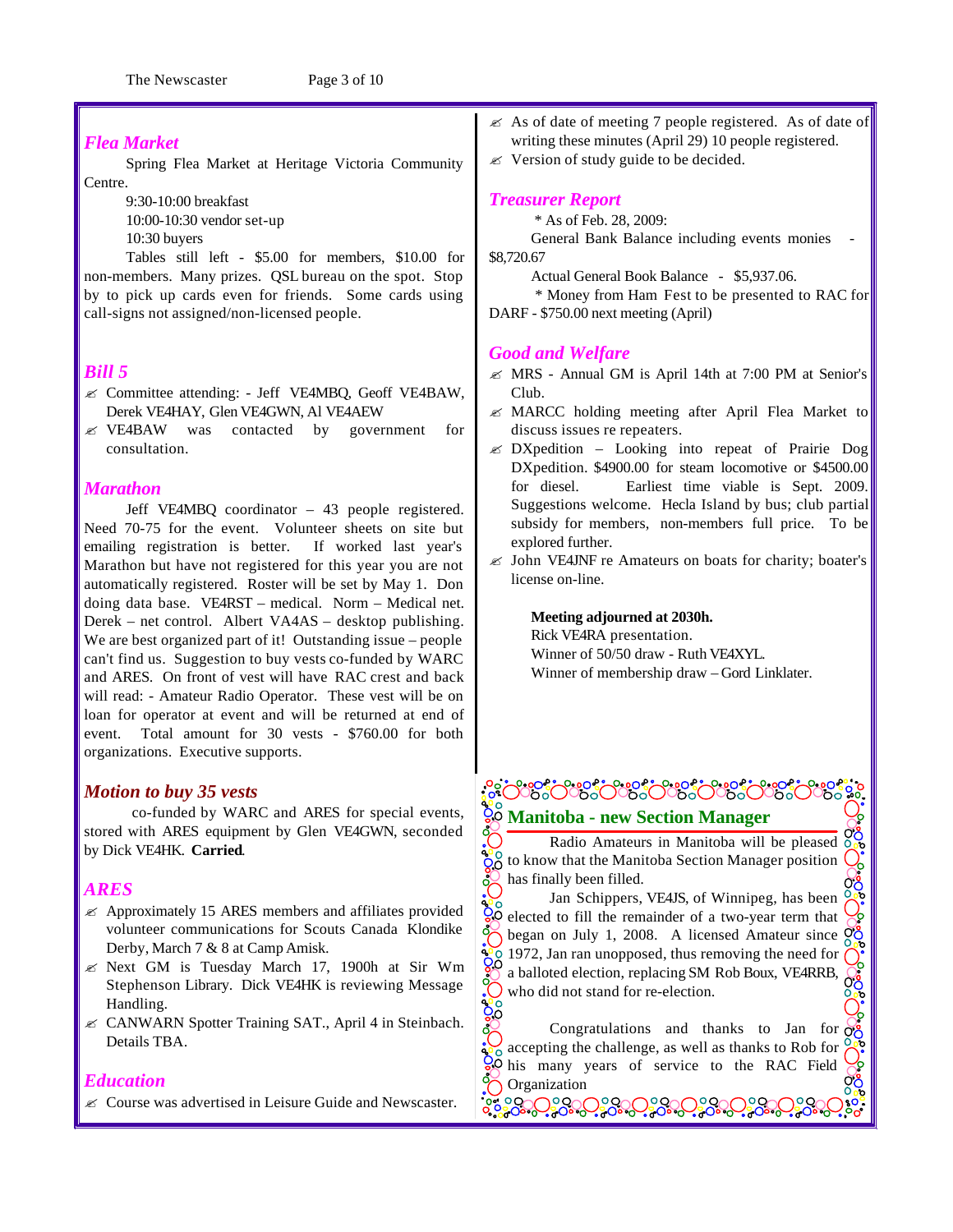## *Flea Market*

Spring Flea Market at Heritage Victoria Community Centre.

9:30-10:00 breakfast
10:00-10:30 vendor set-up
10:30 buyers

Tables still left - $5.00 for members, $10.00 for non-members. Many prizes. QSL bureau on the spot. Stop by to pick up cards even for friends. Some cards using call-signs not assigned/non-licensed people.

## *Bill 5*

- Committee attending: - Jeff VE4MBQ, Geoff VE4BAW, Derek VE4HAY, Glen VE4GWN, Al VE4AEW
- VE4BAW was contacted by government for consultation.

## *Marathon*

Jeff VE4MBQ coordinator – 43 people registered. Need 70-75 for the event. Volunteer sheets on site but emailing registration is better. If worked last year's Marathon but have not registered for this year you are not automatically registered. Roster will be set by May 1. Don doing data base. VE4RST – medical. Norm – Medical net. Derek – net control. Albert VA4AS – desktop publishing. We are best organized part of it! Outstanding issue – people can't find us. Suggestion to buy vests co-funded by WARC and ARES. On front of vest will have RAC crest and back will read: - Amateur Radio Operator. These vest will be on loan for operator at event and will be returned at end of event. Total amount for 30 vests - $760.00 for both organizations. Executive supports.

## *Motion to buy 35 vests*

co-funded by WARC and ARES for special events, stored with ARES equipment by Glen VE4GWN, seconded by Dick VE4HK. **Carried**.

## *ARES*

- Approximately 15 ARES members and affiliates provided volunteer communications for Scouts Canada Klondike Derby, March 7 & 8 at Camp Amisk.
- Next GM is Tuesday March 17, 1900h at Sir Wm Stephenson Library. Dick VE4HK is reviewing Message Handling.
- CANWARN Spotter Training SAT., April 4 in Steinbach. Details TBA.

## *Education*

- Course was advertised in Leisure Guide and Newscaster.
- As of date of meeting 7 people registered. As of date of writing these minutes (April 29) 10 people registered.
- Version of study guide to be decided.

## *Treasurer Report*

\* As of Feb. 28, 2009:

General Bank Balance including events monies - $8,720.67

Actual General Book Balance - $5,937.06.

\* Money from Ham Fest to be presented to RAC for DARF - $750.00 next meeting (April)

## *Good and Welfare*

- MRS - Annual GM is April 14th at 7:00 PM at Senior's Club.
- MARCC holding meeting after April Flea Market to discuss issues re repeaters.
- DXpedition – Looking into repeat of Prairie Dog DXpedition. $4900.00 for steam locomotive or $4500.00 for diesel. Earliest time viable is Sept. 2009. Suggestions welcome. Hecla Island by bus; club partial subsidy for members, non-members full price. To be explored further.
- John VE4JNF re Amateurs on boats for charity; boater's license on-line.

**Meeting adjourned at 2030h.**
Rick VE4RA presentation.
Winner of 50/50 draw - Ruth VE4XYL.
Winner of membership draw – Gord Linklater.

## Manitoba - new Section Manager

Radio Amateurs in Manitoba will be pleased to know that the Manitoba Section Manager position has finally been filled.

Jan Schippers, VE4JS, of Winnipeg, has been elected to fill the remainder of a two-year term that began on July 1, 2008. A licensed Amateur since 1972, Jan ran unopposed, thus removing the need for a balloted election, replacing SM Rob Boux, VE4RRB, who did not stand for re-election.

Congratulations and thanks to Jan for accepting the challenge, as well as thanks to Rob for his many years of service to the RAC Field Organization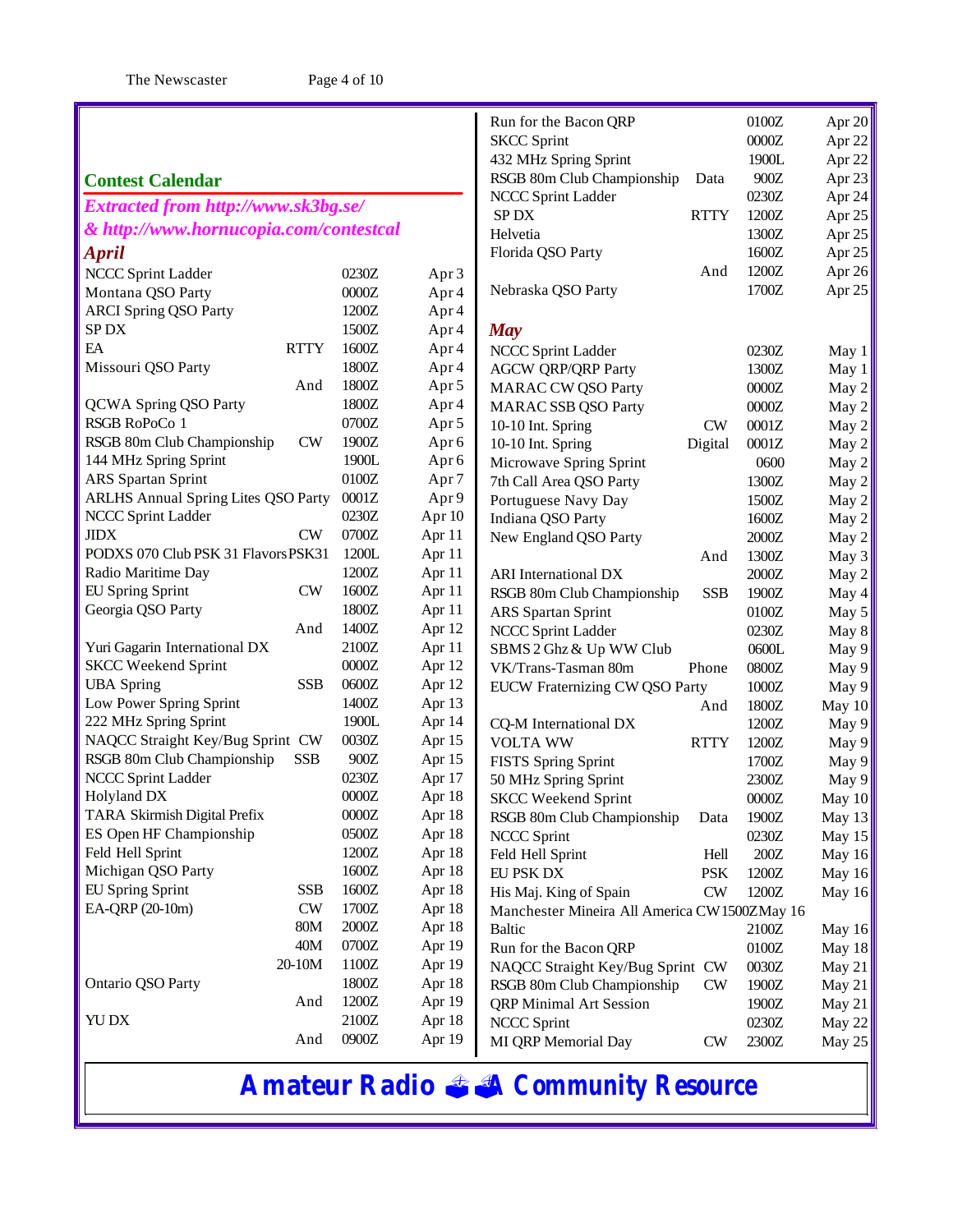## Contest Calendar

***Extracted from http://www.sk3bg.se/ & http://www.hornucopia.com/contestcal***

### *April*

| Contest | Mode | Time | Date |
|---|---|---|---|
| NCCC Sprint Ladder | | 0230Z | Apr 3 |
| Montana QSO Party | | 0000Z | Apr 4 |
| ARCI Spring QSO Party | | 1200Z | Apr 4 |
| SP DX | | 1500Z | Apr 4 |
| EA | RTTY | 1600Z | Apr 4 |
| Missouri QSO Party | | 1800Z | Apr 4 |
| | And | 1800Z | Apr 5 |
| QCWA Spring QSO Party | | 1800Z | Apr 4 |
| RSGB RoPoCo 1 | | 0700Z | Apr 5 |
| RSGB 80m Club Championship | CW | 1900Z | Apr 6 |
| 144 MHz Spring Sprint | | 1900L | Apr 6 |
| ARS Spartan Sprint | | 0100Z | Apr 7 |
| ARLHS Annual Spring Lites QSO Party | | 0001Z | Apr 9 |
| NCCC Sprint Ladder | | 0230Z | Apr 10 |
| JIDX | CW | 0700Z | Apr 11 |
| PODXS 070 Club PSK 31 Flavors | PSK31 | 1200L | Apr 11 |
| Radio Maritime Day | | 1200Z | Apr 11 |
| EU Spring Sprint | CW | 1600Z | Apr 11 |
| Georgia QSO Party | | 1800Z | Apr 11 |
| | And | 1400Z | Apr 12 |
| Yuri Gagarin International DX | | 2100Z | Apr 11 |
| SKCC Weekend Sprint | | 0000Z | Apr 12 |
| UBA Spring | SSB | 0600Z | Apr 12 |
| Low Power Spring Sprint | | 1400Z | Apr 13 |
| 222 MHz Spring Sprint | | 1900L | Apr 14 |
| NAQCC Straight Key/Bug Sprint | CW | 0030Z | Apr 15 |
| RSGB 80m Club Championship | SSB | 900Z | Apr 15 |
| NCCC Sprint Ladder | | 0230Z | Apr 17 |
| Holyland DX | | 0000Z | Apr 18 |
| TARA Skirmish Digital Prefix | | 0000Z | Apr 18 |
| ES Open HF Championship | | 0500Z | Apr 18 |
| Feld Hell Sprint | | 1200Z | Apr 18 |
| Michigan QSO Party | | 1600Z | Apr 18 |
| EU Spring Sprint | SSB | 1600Z | Apr 18 |
| EA-QRP (20-10m) | CW | 1700Z | Apr 18 |
| | 80M | 2000Z | Apr 18 |
| | 40M | 0700Z | Apr 19 |
| | 20-10M | 1100Z | Apr 19 |
| Ontario QSO Party | | 1800Z | Apr 18 |
| | And | 1200Z | Apr 19 |
| YU DX | | 2100Z | Apr 18 |
| | And | 0900Z | Apr 19 |
| Run for the Bacon QRP | | 0100Z | Apr 20 |
| SKCC Sprint | | 0000Z | Apr 22 |
| 432 MHz Spring Sprint | | 1900L | Apr 22 |
| RSGB 80m Club Championship | Data | 900Z | Apr 23 |
| NCCC Sprint Ladder | | 0230Z | Apr 24 |
| SP DX | RTTY | 1200Z | Apr 25 |
| Helvetia | | 1300Z | Apr 25 |
| Florida QSO Party | | 1600Z | Apr 25 |
| | And | 1200Z | Apr 26 |
| Nebraska QSO Party | | 1700Z | Apr 25 |

### *May*

| Contest | Mode | Time | Date |
|---|---|---|---|
| NCCC Sprint Ladder | | 0230Z | May 1 |
| AGCW QRP/QRP Party | | 1300Z | May 1 |
| MARAC CW QSO Party | | 0000Z | May 2 |
| MARAC SSB QSO Party | | 0000Z | May 2 |
| 10-10 Int. Spring | CW | 0001Z | May 2 |
| 10-10 Int. Spring | Digital | 0001Z | May 2 |
| Microwave Spring Sprint | | 0600 | May 2 |
| 7th Call Area QSO Party | | 1300Z | May 2 |
| Portuguese Navy Day | | 1500Z | May 2 |
| Indiana QSO Party | | 1600Z | May 2 |
| New England QSO Party | | 2000Z | May 2 |
| | And | 1300Z | May 3 |
| ARI International DX | | 2000Z | May 2 |
| RSGB 80m Club Championship | SSB | 1900Z | May 4 |
| ARS Spartan Sprint | | 0100Z | May 5 |
| NCCC Sprint Ladder | | 0230Z | May 8 |
| SBMS 2 Ghz & Up WW Club | | 0600L | May 9 |
| VK/Trans-Tasman 80m | Phone | 0800Z | May 9 |
| EUCW Fraternizing CW QSO Party | | 1000Z | May 9 |
| | And | 1800Z | May 10 |
| CQ-M International DX | | 1200Z | May 9 |
| VOLTA WW | RTTY | 1200Z | May 9 |
| FISTS Spring Sprint | | 1700Z | May 9 |
| 50 MHz Spring Sprint | | 2300Z | May 9 |
| SKCC Weekend Sprint | | 0000Z | May 10 |
| RSGB 80m Club Championship | Data | 1900Z | May 13 |
| NCCC Sprint | | 0230Z | May 15 |
| Feld Hell Sprint | Hell | 200Z | May 16 |
| EU PSK DX | PSK | 1200Z | May 16 |
| His Maj. King of Spain | CW | 1200Z | May 16 |
| Manchester Mineira All America | CW | 1500Z | May 16 |
| Baltic | | 2100Z | May 16 |
| Run for the Bacon QRP | | 0100Z | May 18 |
| NAQCC Straight Key/Bug Sprint | CW | 0030Z | May 21 |
| RSGB 80m Club Championship | CW | 1900Z | May 21 |
| QRP Minimal Art Session | | 1900Z | May 21 |
| NCCC Sprint | | 0230Z | May 22 |
| MI QRP Memorial Day | CW | 2300Z | May 25 |

**Amateur Radio — A Community Resource**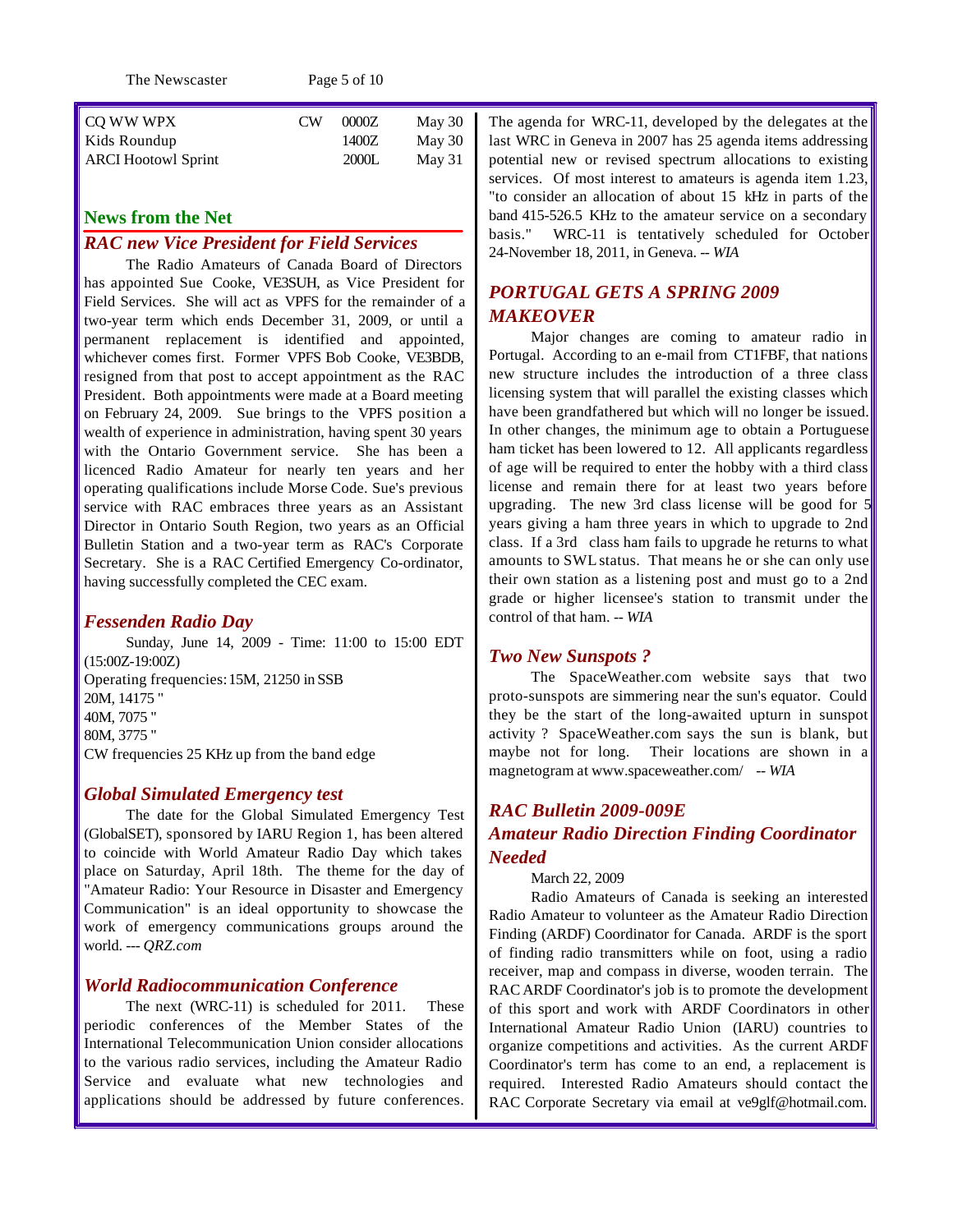| | | | |
|---|---|---|---|
| CQ WW WPX | CW | 0000Z | May 30 |
| Kids Roundup | | 1400Z | May 30 |
| ARCI Hootowl Sprint | | 2000L | May 31 |

## News from the Net

### *RAC new Vice President for Field Services*

The Radio Amateurs of Canada Board of Directors has appointed Sue Cooke, VE3SUH, as Vice President for Field Services. She will act as VPFS for the remainder of a two-year term which ends December 31, 2009, or until a permanent replacement is identified and appointed, whichever comes first. Former VPFS Bob Cooke, VE3BDB, resigned from that post to accept appointment as the RAC President. Both appointments were made at a Board meeting on February 24, 2009. Sue brings to the VPFS position a wealth of experience in administration, having spent 30 years with the Ontario Government service. She has been a licenced Radio Amateur for nearly ten years and her operating qualifications include Morse Code. Sue's previous service with RAC embraces three years as an Assistant Director in Ontario South Region, two years as an Official Bulletin Station and a two-year term as RAC's Corporate Secretary. She is a RAC Certified Emergency Co-ordinator, having successfully completed the CEC exam.

### *Fessenden Radio Day*

Sunday, June 14, 2009 - Time: 11:00 to 15:00 EDT (15:00Z-19:00Z)

Operating frequencies: 15M, 21250 in SSB
20M, 14175 "
40M, 7075 "
80M, 3775 "
CW frequencies 25 KHz up from the band edge

### *Global Simulated Emergency test*

The date for the Global Simulated Emergency Test (GlobalSET), sponsored by IARU Region 1, has been altered to coincide with World Amateur Radio Day which takes place on Saturday, April 18th. The theme for the day of "Amateur Radio: Your Resource in Disaster and Emergency Communication" is an ideal opportunity to showcase the work of emergency communications groups around the world. --- *QRZ.com*

### *World Radiocommunication Conference*

The next (WRC-11) is scheduled for 2011. These periodic conferences of the Member States of the International Telecommunication Union consider allocations to the various radio services, including the Amateur Radio Service and evaluate what new technologies and applications should be addressed by future conferences. The agenda for WRC-11, developed by the delegates at the last WRC in Geneva in 2007 has 25 agenda items addressing potential new or revised spectrum allocations to existing services. Of most interest to amateurs is agenda item 1.23, "to consider an allocation of about 15 kHz in parts of the band 415-526.5 KHz to the amateur service on a secondary basis." WRC-11 is tentatively scheduled for October 24-November 18, 2011, in Geneva. -- *WIA*

### *PORTUGAL GETS A SPRING 2009 MAKEOVER*

Major changes are coming to amateur radio in Portugal. According to an e-mail from CT1FBF, that nations new structure includes the introduction of a three class licensing system that will parallel the existing classes which have been grandfathered but which will no longer be issued. In other changes, the minimum age to obtain a Portuguese ham ticket has been lowered to 12. All applicants regardless of age will be required to enter the hobby with a third class license and remain there for at least two years before upgrading. The new 3rd class license will be good for 5 years giving a ham three years in which to upgrade to 2nd class. If a 3rd class ham fails to upgrade he returns to what amounts to SWL status. That means he or she can only use their own station as a listening post and must go to a 2nd grade or higher licensee's station to transmit under the control of that ham. -- *WIA*

### *Two New Sunspots ?*

The SpaceWeather.com website says that two proto-sunspots are simmering near the sun's equator. Could they be the start of the long-awaited upturn in sunspot activity ? SpaceWeather.com says the sun is blank, but maybe not for long. Their locations are shown in a magnetogram at www.spaceweather.com/ -- *WIA*

### *RAC Bulletin 2009-009E*
### *Amateur Radio Direction Finding Coordinator Needed*

March 22, 2009

Radio Amateurs of Canada is seeking an interested Radio Amateur to volunteer as the Amateur Radio Direction Finding (ARDF) Coordinator for Canada. ARDF is the sport of finding radio transmitters while on foot, using a radio receiver, map and compass in diverse, wooden terrain. The RAC ARDF Coordinator's job is to promote the development of this sport and work with ARDF Coordinators in other International Amateur Radio Union (IARU) countries to organize competitions and activities. As the current ARDF Coordinator's term has come to an end, a replacement is required. Interested Radio Amateurs should contact the RAC Corporate Secretary via email at ve9glf@hotmail.com.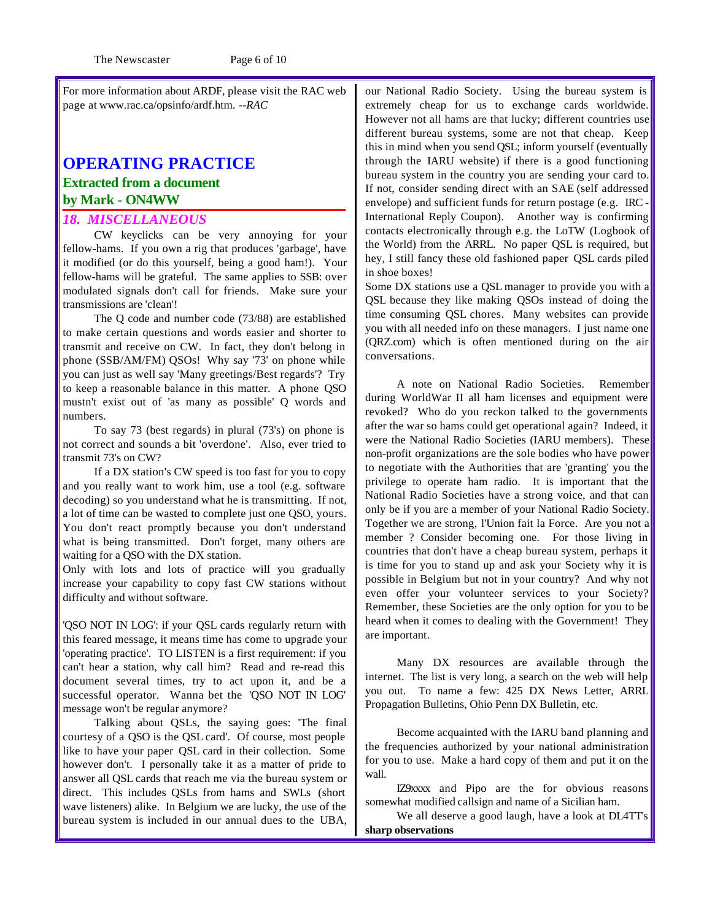For more information about ARDF, please visit the RAC web page at www.rac.ca/opsinfo/ardf.htm. --*RAC*

# OPERATING PRACTICE

## Extracted from a document by Mark - ON4WW

### *18. MISCELLANEOUS*

CW keyclicks can be very annoying for your fellow-hams. If you own a rig that produces 'garbage', have it modified (or do this yourself, being a good ham!). Your fellow-hams will be grateful. The same applies to SSB: over modulated signals don't call for friends. Make sure your transmissions are 'clean'!

The Q code and number code (73/88) are established to make certain questions and words easier and shorter to transmit and receive on CW. In fact, they don't belong in phone (SSB/AM/FM) QSOs! Why say '73' on phone while you can just as well say 'Many greetings/Best regards'? Try to keep a reasonable balance in this matter. A phone QSO mustn't exist out of 'as many as possible' Q words and numbers.

To say 73 (best regards) in plural (73's) on phone is not correct and sounds a bit 'overdone'. Also, ever tried to transmit 73's on CW?

If a DX station's CW speed is too fast for you to copy and you really want to work him, use a tool (e.g. software decoding) so you understand what he is transmitting. If not, a lot of time can be wasted to complete just one QSO, yours. You don't react promptly because you don't understand what is being transmitted. Don't forget, many others are waiting for a QSO with the DX station.

Only with lots and lots of practice will you gradually increase your capability to copy fast CW stations without difficulty and without software.

'QSO NOT IN LOG': if your QSL cards regularly return with this feared message, it means time has come to upgrade your 'operating practice'. TO LISTEN is a first requirement: if you can't hear a station, why call him? Read and re-read this document several times, try to act upon it, and be a successful operator. Wanna bet the 'QSO NOT IN LOG' message won't be regular anymore?

Talking about QSLs, the saying goes: 'The final courtesy of a QSO is the QSL card'. Of course, most people like to have your paper QSL card in their collection. Some however don't. I personally take it as a matter of pride to answer all QSL cards that reach me via the bureau system or direct. This includes QSLs from hams and SWLs (short wave listeners) alike. In Belgium we are lucky, the use of the bureau system is included in our annual dues to the UBA, our National Radio Society. Using the bureau system is extremely cheap for us to exchange cards worldwide. However not all hams are that lucky; different countries use different bureau systems, some are not that cheap. Keep this in mind when you send QSL; inform yourself (eventually through the IARU website) if there is a good functioning bureau system in the country you are sending your card to. If not, consider sending direct with an SAE (self addressed envelope) and sufficient funds for return postage (e.g. IRC - International Reply Coupon). Another way is confirming contacts electronically through e.g. the LoTW (Logbook of the World) from the ARRL. No paper QSL is required, but hey, I still fancy these old fashioned paper QSL cards piled in shoe boxes!

Some DX stations use a QSL manager to provide you with a QSL because they like making QSOs instead of doing the time consuming QSL chores. Many websites can provide you with all needed info on these managers. I just name one (QRZ.com) which is often mentioned during on the air conversations.

A note on National Radio Societies. Remember during WorldWar II all ham licenses and equipment were revoked? Who do you reckon talked to the governments after the war so hams could get operational again? Indeed, it were the National Radio Societies (IARU members). These non-profit organizations are the sole bodies who have power to negotiate with the Authorities that are 'granting' you the privilege to operate ham radio. It is important that the National Radio Societies have a strong voice, and that can only be if you are a member of your National Radio Society. Together we are strong, l'Union fait la Force. Are you not a member ? Consider becoming one. For those living in countries that don't have a cheap bureau system, perhaps it is time for you to stand up and ask your Society why it is possible in Belgium but not in your country? And why not even offer your volunteer services to your Society? Remember, these Societies are the only option for you to be heard when it comes to dealing with the Government! They are important.

Many DX resources are available through the internet. The list is very long, a search on the web will help you out. To name a few: 425 DX News Letter, ARRL Propagation Bulletins, Ohio Penn DX Bulletin, etc.

Become acquainted with the IARU band planning and the frequencies authorized by your national administration for you to use. Make a hard copy of them and put it on the wall.

IZ9xxxx and Pipo are the for obvious reasons somewhat modified callsign and name of a Sicilian ham.

We all deserve a good laugh, have a look at DL4TT's **sharp observations**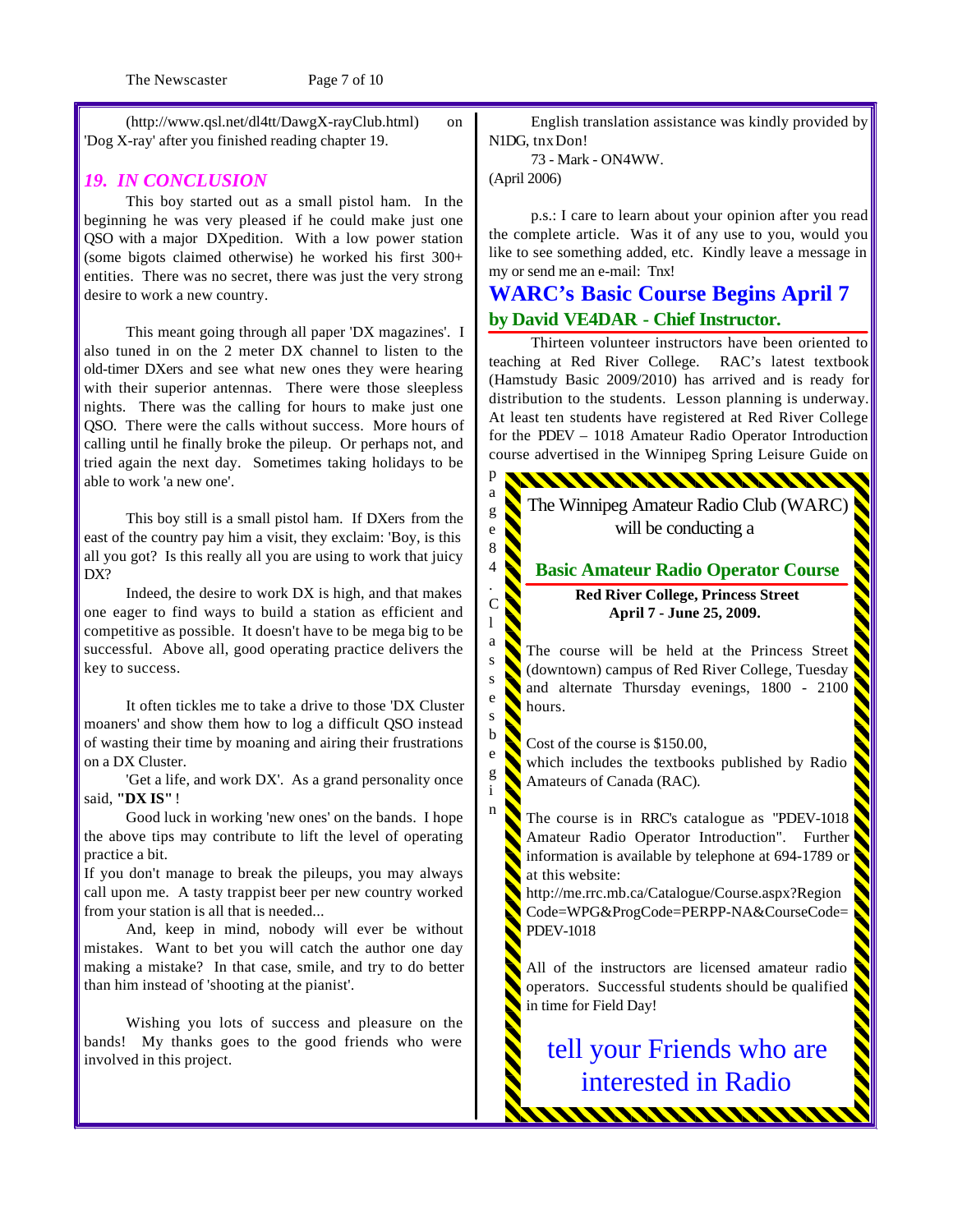(http://www.qsl.net/dl4tt/DawgX-rayClub.html) on 'Dog X-ray' after you finished reading chapter 19.

## *19. IN CONCLUSION*

This boy started out as a small pistol ham. In the beginning he was very pleased if he could make just one QSO with a major DXpedition. With a low power station (some bigots claimed otherwise) he worked his first 300+ entities. There was no secret, there was just the very strong desire to work a new country.

This meant going through all paper 'DX magazines'. I also tuned in on the 2 meter DX channel to listen to the old-timer DXers and see what new ones they were hearing with their superior antennas. There were those sleepless nights. There was the calling for hours to make just one QSO. There were the calls without success. More hours of calling until he finally broke the pileup. Or perhaps not, and tried again the next day. Sometimes taking holidays to be able to work 'a new one'.

This boy still is a small pistol ham. If DXers from the east of the country pay him a visit, they exclaim: 'Boy, is this all you got? Is this really all you are using to work that juicy DX?

Indeed, the desire to work DX is high, and that makes one eager to find ways to build a station as efficient and competitive as possible. It doesn't have to be mega big to be successful. Above all, good operating practice delivers the key to success.

It often tickles me to take a drive to those 'DX Cluster moaners' and show them how to log a difficult QSO instead of wasting their time by moaning and airing their frustrations on a DX Cluster.

'Get a life, and work DX'. As a grand personality once said, **"DX IS"** !

Good luck in working 'new ones' on the bands. I hope the above tips may contribute to lift the level of operating practice a bit.
If you don't manage to break the pileups, you may always call upon me. A tasty trappist beer per new country worked from your station is all that is needed...

And, keep in mind, nobody will ever be without mistakes. Want to bet you will catch the author one day making a mistake? In that case, smile, and try to do better than him instead of 'shooting at the pianist'.

Wishing you lots of success and pleasure on the bands! My thanks goes to the good friends who were involved in this project.

English translation assistance was kindly provided by N1DG, tnx Don!

73 - Mark - ON4WW.
(April 2006)

p.s.: I care to learn about your opinion after you read the complete article. Was it of any use to you, would you like to see something added, etc. Kindly leave a message in my or send me an e-mail: Tnx!

# WARC's Basic Course Begins April 7

## by David VE4DAR - Chief Instructor.

Thirteen volunteer instructors have been oriented to teaching at Red River College. RAC's latest textbook (Hamstudy Basic 2009/2010) has arrived and is ready for distribution to the students. Lesson planning is underway. At least ten students have registered at Red River College for the PDEV – 1018 Amateur Radio Operator Introduction course advertised in the Winnipeg Spring Leisure Guide on page 84. Classes begin

---

The Winnipeg Amateur Radio Club (WARC) will be conducting a

### Basic Amateur Radio Operator Course

**Red River College, Princess Street**
**April 7 - June 25, 2009.**

The course will be held at the Princess Street (downtown) campus of Red River College, Tuesday and alternate Thursday evenings, 1800 - 2100 hours.

Cost of the course is $150.00,
which includes the textbooks published by Radio Amateurs of Canada (RAC).

The course is in RRC's catalogue as "PDEV-1018 Amateur Radio Operator Introduction". Further information is available by telephone at 694-1789 or at this website:
http://me.rrc.mb.ca/Catalogue/Course.aspx?RegionCode=WPG&ProgCode=PERPP-NA&CourseCode=PDEV-1018

All of the instructors are licensed amateur radio operators. Successful students should be qualified in time for Field Day!

tell your Friends who are interested in Radio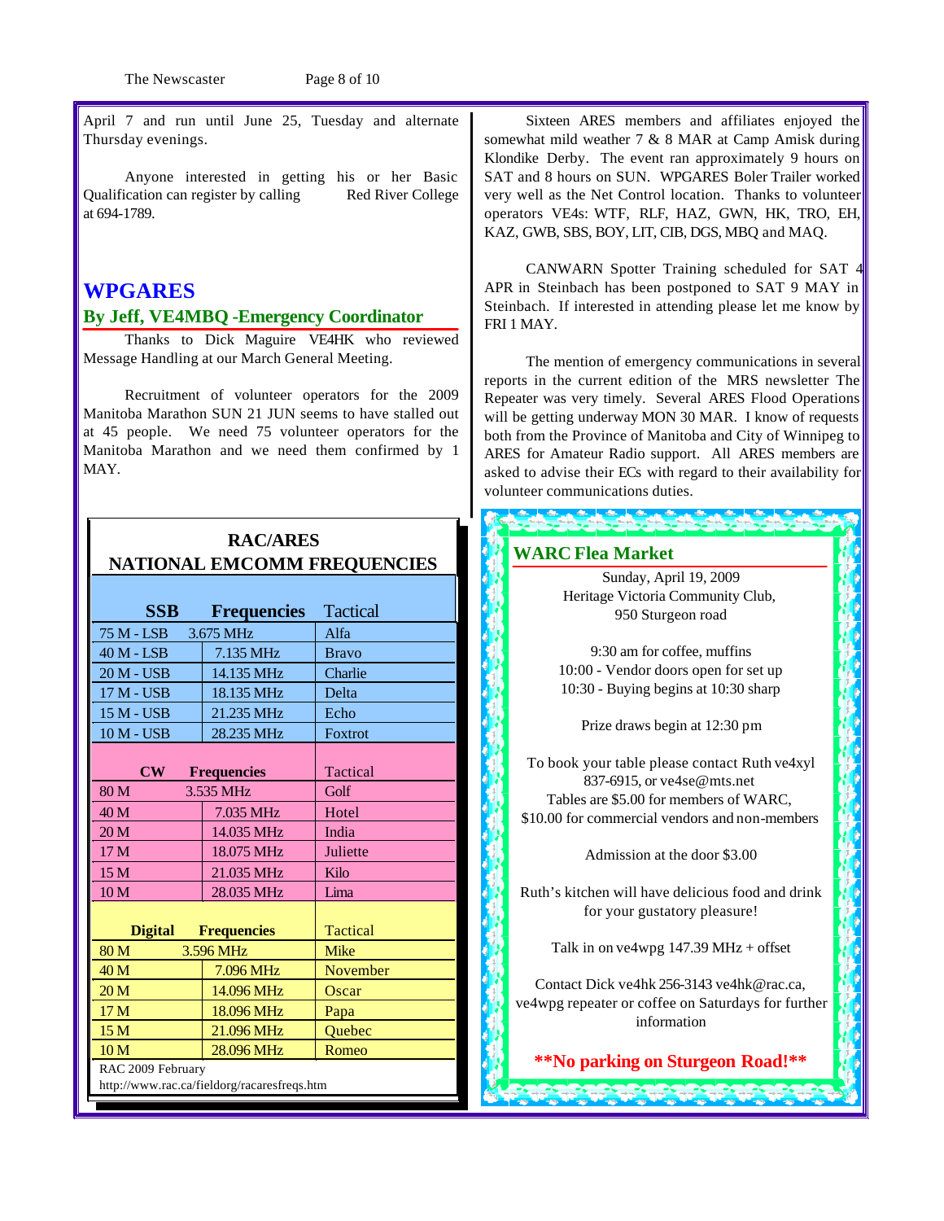April 7 and run until June 25, Tuesday and alternate Thursday evenings.

Anyone interested in getting his or her Basic Qualification can register by calling Red River College at 694-1789.

## WPGARES

### By Jeff, VE4MBQ -Emergency Coordinator

Thanks to Dick Maguire VE4HK who reviewed Message Handling at our March General Meeting.

Recruitment of volunteer operators for the 2009 Manitoba Marathon SUN 21 JUN seems to have stalled out at 45 people. We need 75 volunteer operators for the Manitoba Marathon and we need them confirmed by 1 MAY.

Sixteen ARES members and affiliates enjoyed the somewhat mild weather 7 & 8 MAR at Camp Amisk during Klondike Derby. The event ran approximately 9 hours on SAT and 8 hours on SUN. WPGARES Boler Trailer worked very well as the Net Control location. Thanks to volunteer operators VE4s: WTF, RLF, HAZ, GWN, HK, TRO, EH, KAZ, GWB, SBS, BOY, LIT, CIB, DGS, MBQ and MAQ.

CANWARN Spotter Training scheduled for SAT 4 APR in Steinbach has been postponed to SAT 9 MAY in Steinbach. If interested in attending please let me know by FRI 1 MAY.

The mention of emergency communications in several reports in the current edition of the MRS newsletter The Repeater was very timely. Several ARES Flood Operations will be getting underway MON 30 MAR. I know of requests both from the Province of Manitoba and City of Winnipeg to ARES for Amateur Radio support. All ARES members are asked to advise their ECs with regard to their availability for volunteer communications duties.

### RAC/ARES NATIONAL EMCOMM FREQUENCIES

| SSB | Frequencies | Tactical |
|---|---|---|
| 75 M - LSB | 3.675 MHz | Alfa |
| 40 M - LSB | 7.135 MHz | Bravo |
| 20 M - USB | 14.135 MHz | Charlie |
| 17 M - USB | 18.135 MHz | Delta |
| 15 M - USB | 21.235 MHz | Echo |
| 10 M - USB | 28.235 MHz | Foxtrot |
| **CW** | **Frequencies** | **Tactical** |
| 80 M | 3.535 MHz | Golf |
| 40 M | 7.035 MHz | Hotel |
| 20 M | 14.035 MHz | India |
| 17 M | 18.075 MHz | Juliette |
| 15 M | 21.035 MHz | Kilo |
| 10 M | 28.035 MHz | Lima |
| **Digital** | **Frequencies** | **Tactical** |
| 80 M | 3.596 MHz | Mike |
| 40 M | 7.096 MHz | November |
| 20 M | 14.096 MHz | Oscar |
| 17 M | 18.096 MHz | Papa |
| 15 M | 21.096 MHz | Quebec |
| 10 M | 28.096 MHz | Romeo |

RAC 2009 February
http://www.rac.ca/fieldorg/racaresfreqs.htm

### WARC Flea Market

Sunday, April 19, 2009
Heritage Victoria Community Club,
950 Sturgeon road

9:30 am for coffee, muffins
10:00 - Vendor doors open for set up
10:30 - Buying begins at 10:30 sharp

Prize draws begin at 12:30 pm

To book your table please contact Ruth ve4xyl 837-6915, or ve4se@mts.net
Tables are $5.00 for members of WARC,
$10.00 for commercial vendors and non-members

Admission at the door $3.00

Ruth's kitchen will have delicious food and drink for your gustatory pleasure!

Talk in on ve4wpg 147.39 MHz + offset

Contact Dick ve4hk 256-3143 ve4hk@rac.ca, ve4wpg repeater or coffee on Saturdays for further information

**\*\*No parking on Sturgeon Road!\*\***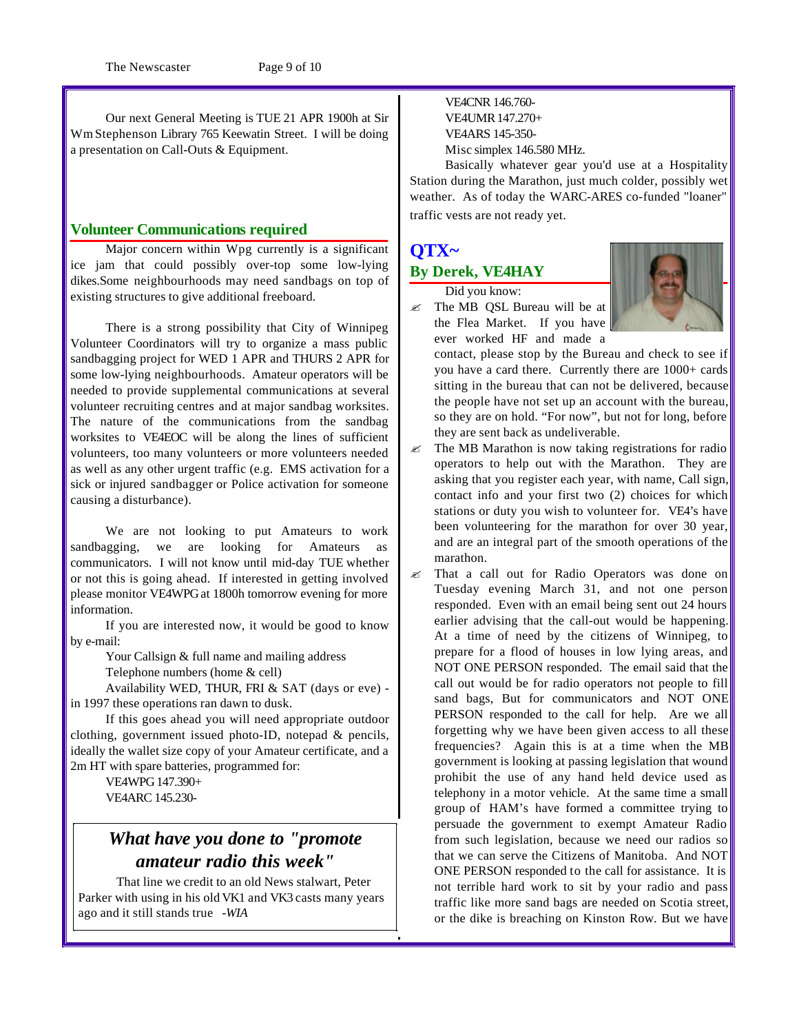Our next General Meeting is TUE 21 APR 1900h at Sir Wm Stephenson Library 765 Keewatin Street. I will be doing a presentation on Call-Outs & Equipment.

## Volunteer Communications required

Major concern within Wpg currently is a significant ice jam that could possibly over-top some low-lying dikes.Some neighbourhoods may need sandbags on top of existing structures to give additional freeboard.

There is a strong possibility that City of Winnipeg Volunteer Coordinators will try to organize a mass public sandbagging project for WED 1 APR and THURS 2 APR for some low-lying neighbourhoods. Amateur operators will be needed to provide supplemental communications at several volunteer recruiting centres and at major sandbag worksites. The nature of the communications from the sandbag worksites to VE4EOC will be along the lines of sufficient volunteers, too many volunteers or more volunteers needed as well as any other urgent traffic (e.g. EMS activation for a sick or injured sandbagger or Police activation for someone causing a disturbance).

We are not looking to put Amateurs to work sandbagging, we are looking for Amateurs as communicators. I will not know until mid-day TUE whether or not this is going ahead. If interested in getting involved please monitor VE4WPG at 1800h tomorrow evening for more information.

If you are interested now, it would be good to know by e-mail:

Your Callsign & full name and mailing address
Telephone numbers (home & cell)
Availability WED, THUR, FRI & SAT (days or eve) - in 1997 these operations ran dawn to dusk.

If this goes ahead you will need appropriate outdoor clothing, government issued photo-ID, notepad & pencils, ideally the wallet size copy of your Amateur certificate, and a 2m HT with spare batteries, programmed for:

VE4WPG 147.390+
VE4ARC 145.230-
VE4CNR 146.760-
VE4UMR 147.270+
VE4ARS 145-350-
Misc simplex 146.580 MHz.

Basically whatever gear you'd use at a Hospitality Station during the Marathon, just much colder, possibly wet weather. As of today the WARC-ARES co-funded "loaner" traffic vests are not ready yet.

> ***What have you done to "promote amateur radio this week"***
>
> That line we credit to an old News stalwart, Peter Parker with using in his old VK1 and VK3 casts many years ago and it still stands true *-WIA*

## QTX~
## By Derek, VE4HAY

Did you know:

- The MB QSL Bureau will be at the Flea Market. If you have ever worked HF and made a contact, please stop by the Bureau and check to see if you have a card there. Currently there are 1000+ cards sitting in the bureau that can not be delivered, because the people have not set up an account with the bureau, so they are on hold. "For now", but not for long, before they are sent back as undeliverable.
- The MB Marathon is now taking registrations for radio operators to help out with the Marathon. They are asking that you register each year, with name, Call sign, contact info and your first two (2) choices for which stations or duty you wish to volunteer for. VE4's have been volunteering for the marathon for over 30 year, and are an integral part of the smooth operations of the marathon.
- That a call out for Radio Operators was done on Tuesday evening March 31, and not one person responded. Even with an email being sent out 24 hours earlier advising that the call-out would be happening. At a time of need by the citizens of Winnipeg, to prepare for a flood of houses in low lying areas, and NOT ONE PERSON responded. The email said that the call out would be for radio operators not people to fill sand bags, But for communicators and NOT ONE PERSON responded to the call for help. Are we all forgetting why we have been given access to all these frequencies? Again this is at a time when the MB government is looking at passing legislation that wound prohibit the use of any hand held device used as telephony in a motor vehicle. At the same time a small group of HAM's have formed a committee trying to persuade the government to exempt Amateur Radio from such legislation, because we need our radios so that we can serve the Citizens of Manitoba. And NOT ONE PERSON responded to the call for assistance. It is not terrible hard work to sit by your radio and pass traffic like more sand bags are needed on Scotia street, or the dike is breaching on Kinston Row. But we have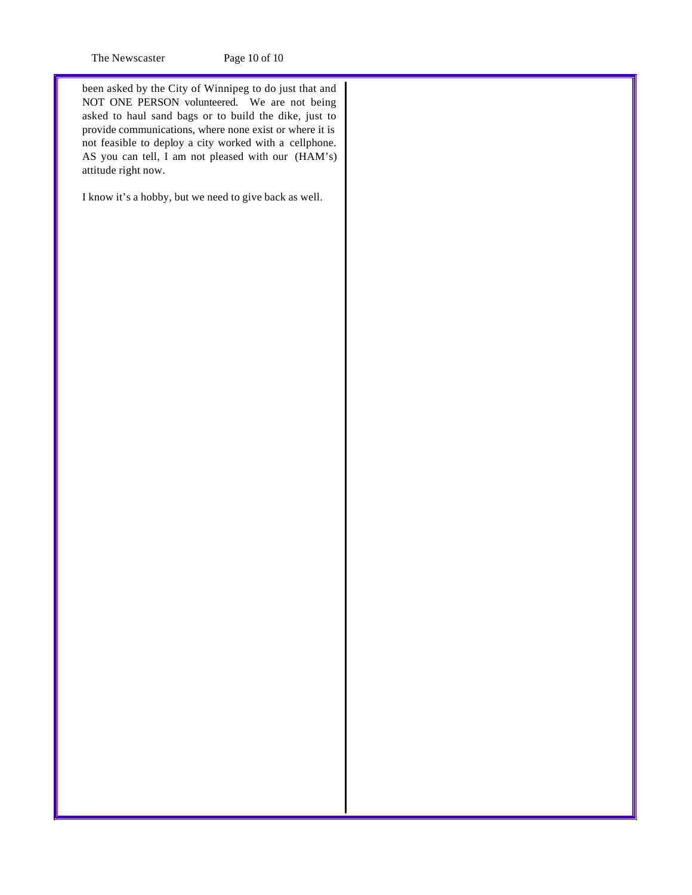been asked by the City of Winnipeg to do just that and NOT ONE PERSON volunteered. We are not being asked to haul sand bags or to build the dike, just to provide communications, where none exist or where it is not feasible to deploy a city worked with a cellphone. AS you can tell, I am not pleased with our (HAM's) attitude right now.

I know it's a hobby, but we need to give back as well.